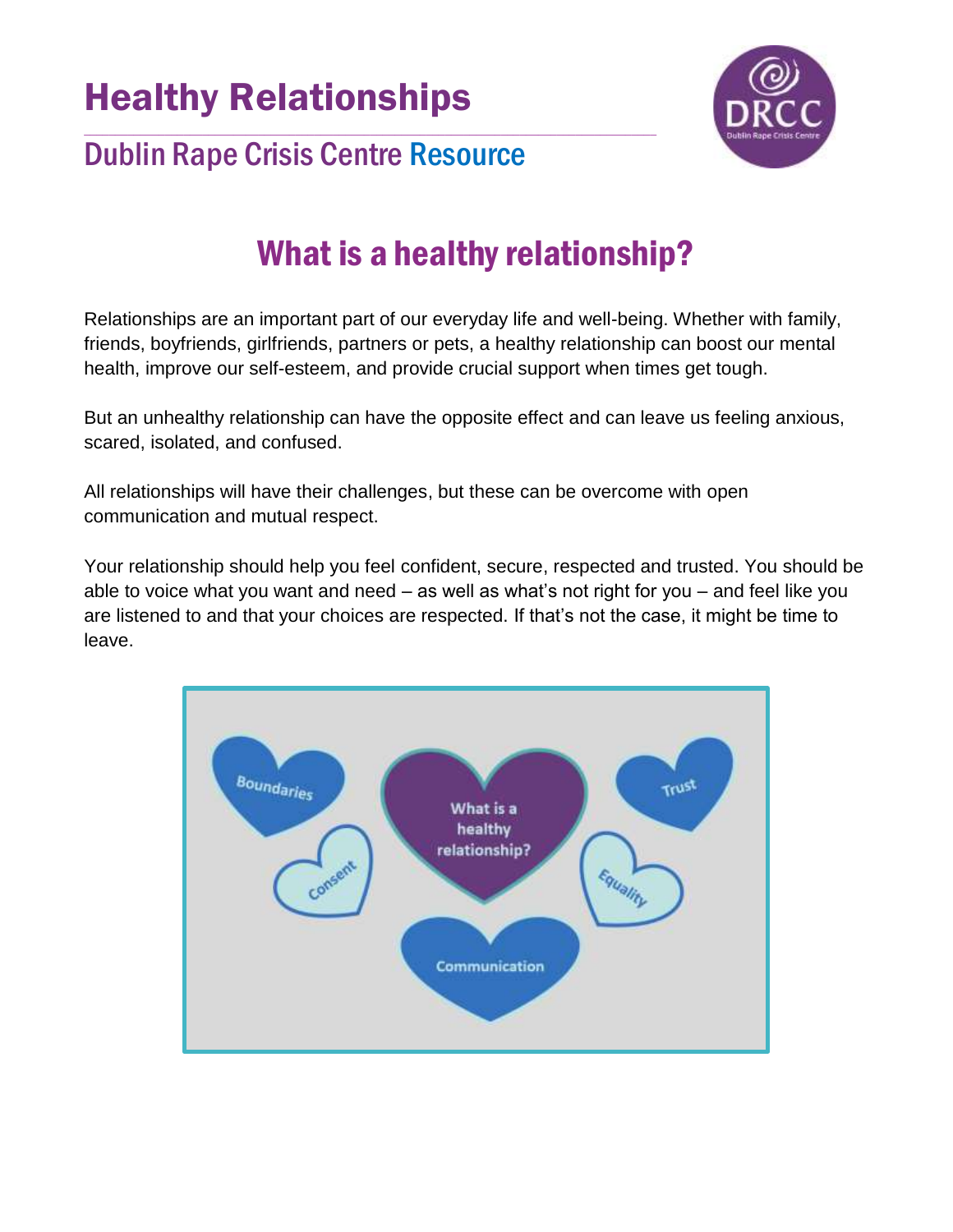# Healthy Relationships

## Dublin Rape Crisis Centre Resource

## What is a healthy relationship?

Relationships are an important part of our everyday life and well-being. Whether with family, friends, boyfriends, girlfriends, partners or pets, a healthy relationship can boost our mental health, improve our self-esteem, and provide crucial support when times get tough.

But an unhealthy relationship can have the opposite effect and can leave us feeling anxious, scared, isolated, and confused.

All relationships will have their challenges, but these can be overcome with open communication and mutual respect.

Your relationship should help you feel confident, secure, respected and trusted. You should be able to voice what you want and need – as well as what's not right for you – and feel like you are listened to and that your choices are respected. If that's not the case, it might be time to leave.

What is a healthy relationship?

Boundaries

Trust

Consent

Equality

Communication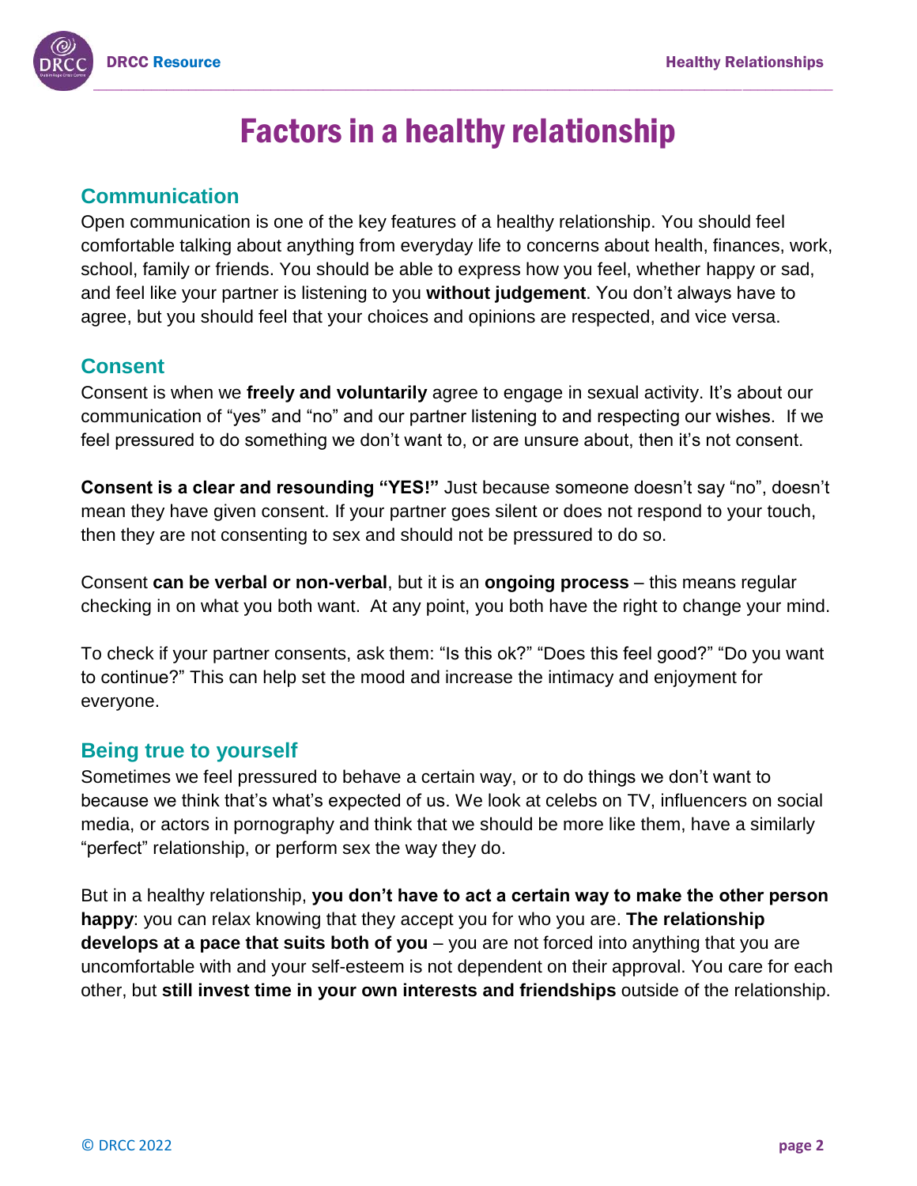# Factors in a healthy relationship

## Communication

Open communication is one of the key features of a healthy relationship. You should feel comfortable talking about anything from everyday life to concerns about health, finances, work, school, family or friends. You should be able to express how you feel, whether happy or sad, and feel like your partner is listening to you **without judgement**. You don't always have to agree, but you should feel that your choices and opinions are respected, and vice versa.

## Consent

Consent is when we **freely and voluntarily** agree to engage in sexual activity. It's about our communication of "yes" and "no" and our partner listening to and respecting our wishes. If we feel pressured to do something we don't want to, or are unsure about, then it's not consent.

**Consent is a clear and resounding "YES!"** Just because someone doesn't say "no", doesn't mean they have given consent. If your partner goes silent or does not respond to your touch, then they are not consenting to sex and should not be pressured to do so.

Consent **can be verbal or non-verbal**, but it is an **ongoing process** – this means regular checking in on what you both want. At any point, you both have the right to change your mind.

To check if your partner consents, ask them: "Is this ok?" "Does this feel good?" "Do you want to continue?" This can help set the mood and increase the intimacy and enjoyment for everyone.

## Being true to yourself

Sometimes we feel pressured to behave a certain way, or to do things we don't want to because we think that's what's expected of us. We look at celebs on TV, influencers on social media, or actors in pornography and think that we should be more like them, have a similarly "perfect" relationship, or perform sex the way they do.

But in a healthy relationship, **you don't have to act a certain way to make the other person happy**: you can relax knowing that they accept you for who you are. **The relationship develops at a pace that suits both of you** – you are not forced into anything that you are uncomfortable with and your self-esteem is not dependent on their approval. You care for each other, but **still invest time in your own interests and friendships** outside of the relationship.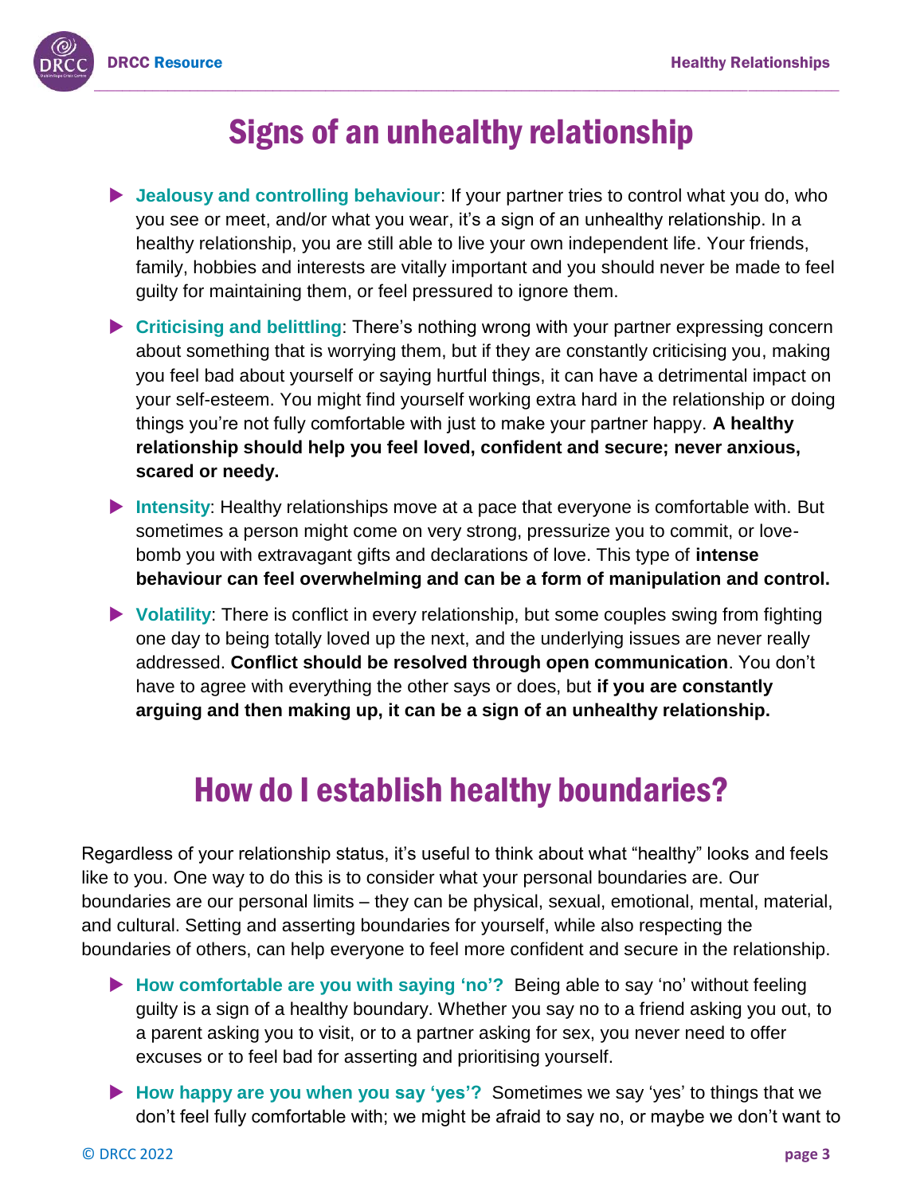# Signs of an unhealthy relationship

- **Jealousy and controlling behaviour**: If your partner tries to control what you do, who you see or meet, and/or what you wear, it's a sign of an unhealthy relationship. In a healthy relationship, you are still able to live your own independent life. Your friends, family, hobbies and interests are vitally important and you should never be made to feel guilty for maintaining them, or feel pressured to ignore them.
- **Criticising and belittling**: There's nothing wrong with your partner expressing concern about something that is worrying them, but if they are constantly criticising you, making you feel bad about yourself or saying hurtful things, it can have a detrimental impact on your self-esteem. You might find yourself working extra hard in the relationship or doing things you're not fully comfortable with just to make your partner happy. **A healthy relationship should help you feel loved, confident and secure; never anxious, scared or needy.**
- **Intensity**: Healthy relationships move at a pace that everyone is comfortable with. But sometimes a person might come on very strong, pressurize you to commit, or love-bomb you with extravagant gifts and declarations of love. This type of **intense behaviour can feel overwhelming and can be a form of manipulation and control.**
- **Volatility**: There is conflict in every relationship, but some couples swing from fighting one day to being totally loved up the next, and the underlying issues are never really addressed. **Conflict should be resolved through open communication**. You don't have to agree with everything the other says or does, but **if you are constantly arguing and then making up, it can be a sign of an unhealthy relationship.**

# How do I establish healthy boundaries?

Regardless of your relationship status, it's useful to think about what "healthy" looks and feels like to you. One way to do this is to consider what your personal boundaries are. Our boundaries are our personal limits – they can be physical, sexual, emotional, mental, material, and cultural. Setting and asserting boundaries for yourself, while also respecting the boundaries of others, can help everyone to feel more confident and secure in the relationship.

- **How comfortable are you with saying 'no'?** Being able to say 'no' without feeling guilty is a sign of a healthy boundary. Whether you say no to a friend asking you out, to a parent asking you to visit, or to a partner asking for sex, you never need to offer excuses or to feel bad for asserting and prioritising yourself.
- **How happy are you when you say 'yes'?** Sometimes we say 'yes' to things that we don't feel fully comfortable with; we might be afraid to say no, or maybe we don't want to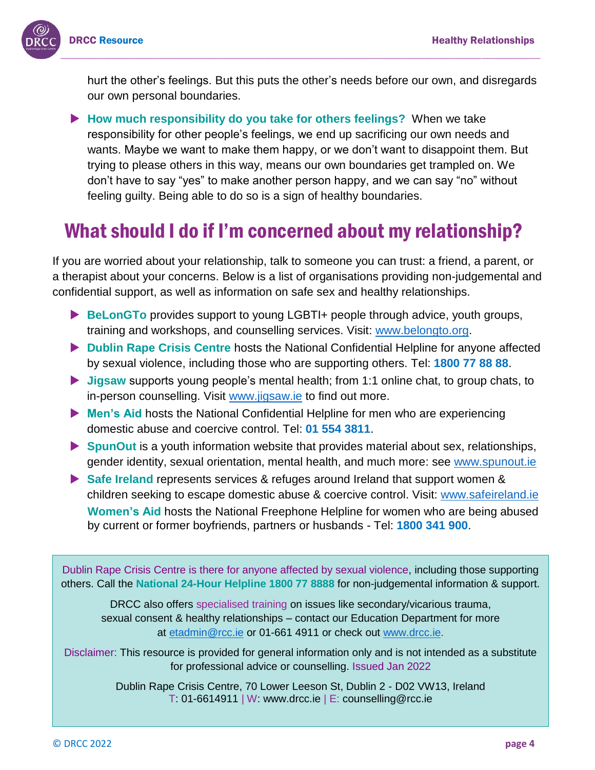hurt the other's feelings. But this puts the other's needs before our own, and disregards our own personal boundaries.

- **How much responsibility do you take for others feelings?** When we take responsibility for other people's feelings, we end up sacrificing our own needs and wants. Maybe we want to make them happy, or we don't want to disappoint them. But trying to please others in this way, means our own boundaries get trampled on. We don't have to say "yes" to make another person happy, and we can say "no" without feeling guilty. Being able to do so is a sign of healthy boundaries.

## What should I do if I'm concerned about my relationship?

If you are worried about your relationship, talk to someone you can trust: a friend, a parent, or a therapist about your concerns. Below is a list of organisations providing non-judgemental and confidential support, as well as information on safe sex and healthy relationships.

- **BeLonGTo** provides support to young LGBTI+ people through advice, youth groups, training and workshops, and counselling services. Visit: www.belongto.org.
- **Dublin Rape Crisis Centre** hosts the National Confidential Helpline for anyone affected by sexual violence, including those who are supporting others. Tel: **1800 77 88 88**.
- **Jigsaw** supports young people's mental health; from 1:1 online chat, to group chats, to in-person counselling. Visit www.jigsaw.ie to find out more.
- **Men's Aid** hosts the National Confidential Helpline for men who are experiencing domestic abuse and coercive control. Tel: **01 554 3811**.
- **SpunOut** is a youth information website that provides material about sex, relationships, gender identity, sexual orientation, mental health, and much more: see www.spunout.ie
- **Safe Ireland** represents services & refuges around Ireland that support women & children seeking to escape domestic abuse & coercive control. Visit: www.safeireland.ie
  **Women's Aid** hosts the National Freephone Helpline for women who are being abused by current or former boyfriends, partners or husbands - Tel: **1800 341 900**.

Dublin Rape Crisis Centre is there for anyone affected by sexual violence, including those supporting others. Call the **National 24-Hour Helpline 1800 77 8888** for non-judgemental information & support.

DRCC also offers specialised training on issues like secondary/vicarious trauma, sexual consent & healthy relationships – contact our Education Department for more at etadmin@rcc.ie or 01-661 4911 or check out www.drcc.ie.

Disclaimer: This resource is provided for general information only and is not intended as a substitute for professional advice or counselling. Issued Jan 2022

Dublin Rape Crisis Centre, 70 Lower Leeson St, Dublin 2 - D02 VW13, Ireland
T: 01-6614911 | W: www.drcc.ie | E: counselling@rcc.ie